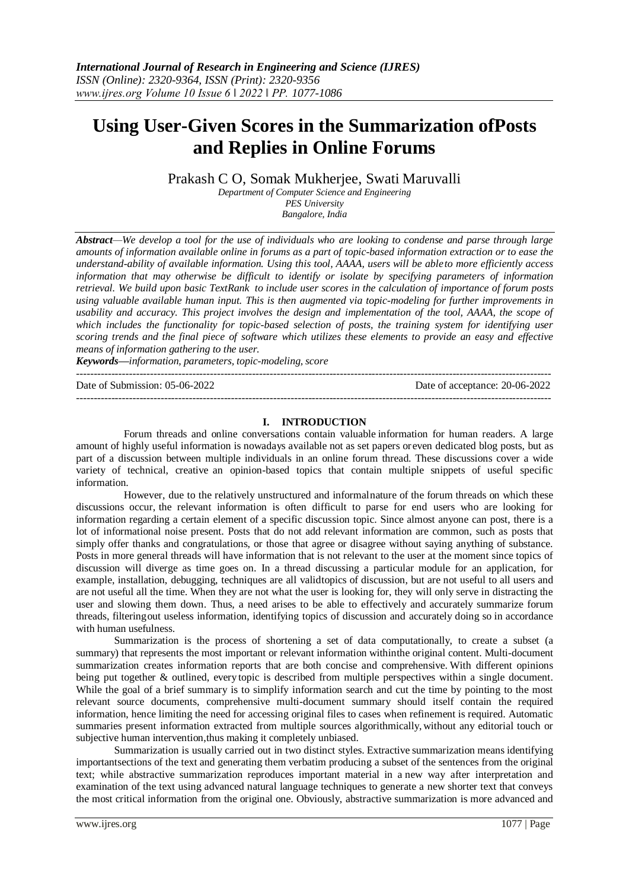# Using User-Given Scores in the Summarization ofPosts and Replies in Online Forums

Prakash C O, Somak Mukherjee, Swati Maruvalli

*Department of Computer Science and Engineering*
*PES University*
*Bangalore, India*

***Abstract**—We develop a tool for the use of individuals who are looking to condense and parse through large amounts of information available online in forums as a part of topic-based information extraction or to ease the understand-ability of available information. Using this tool, AAAA, users will be ableto more efficiently access information that may otherwise be difficult to identify or isolate by specifying parameters of information retrieval. We build upon basic TextRank to include user scores in the calculation of importance of forum posts using valuable available human input. This is then augmented via topic-modeling for further improvements in usability and accuracy. This project involves the design and implementation of the tool, AAAA, the scope of which includes the functionality for topic-based selection of posts, the training system for identifying user scoring trends and the final piece of software which utilizes these elements to provide an easy and effective means of information gathering to the user.*

***Keywords**—information, parameters, topic-modeling, score*

---

Date of Submission: 05-06-2022 | Date of acceptance: 20-06-2022

---

## I. INTRODUCTION

Forum threads and online conversations contain valuable information for human readers. A large amount of highly useful information is nowadays available not as set papers oreven dedicated blog posts, but as part of a discussion between multiple individuals in an online forum thread. These discussions cover a wide variety of technical, creative an opinion-based topics that contain multiple snippets of useful specific information.

However, due to the relatively unstructured and informalnature of the forum threads on which these discussions occur, the relevant information is often difficult to parse for end users who are looking for information regarding a certain element of a specific discussion topic. Since almost anyone can post, there is a lot of informational noise present. Posts that do not add relevant information are common, such as posts that simply offer thanks and congratulations, or those that agree or disagree without saying anything of substance. Posts in more general threads will have information that is not relevant to the user at the moment since topics of discussion will diverge as time goes on. In a thread discussing a particular module for an application, for example, installation, debugging, techniques are all validtopics of discussion, but are not useful to all users and are not useful all the time. When they are not what the user is looking for, they will only serve in distracting the user and slowing them down. Thus, a need arises to be able to effectively and accurately summarize forum threads, filteringout useless information, identifying topics of discussion and accurately doing so in accordance with human usefulness.

Summarization is the process of shortening a set of data computationally, to create a subset (a summary) that represents the most important or relevant information withinthe original content. Multi-document summarization creates information reports that are both concise and comprehensive. With different opinions being put together & outlined, every topic is described from multiple perspectives within a single document. While the goal of a brief summary is to simplify information search and cut the time by pointing to the most relevant source documents, comprehensive multi-document summary should itself contain the required information, hence limiting the need for accessing original files to cases when refinement is required. Automatic summaries present information extracted from multiple sources algorithmically, without any editorial touch or subjective human intervention,thus making it completely unbiased.

Summarization is usually carried out in two distinct styles. Extractive summarization means identifying importantsections of the text and generating them verbatim producing a subset of the sentences from the original text; while abstractive summarization reproduces important material in a new way after interpretation and examination of the text using advanced natural language techniques to generate a new shorter text that conveys the most critical information from the original one. Obviously, abstractive summarization is more advanced and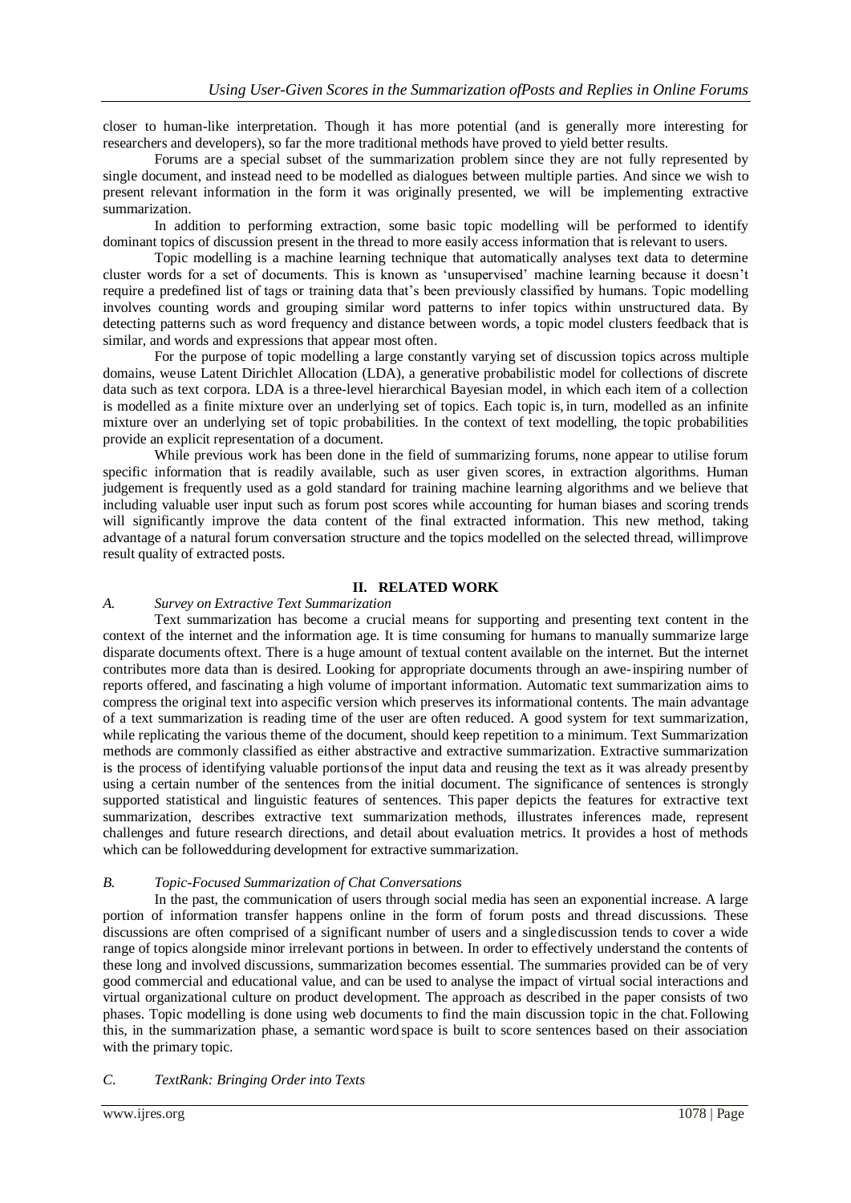closer to human-like interpretation. Though it has more potential (and is generally more interesting for researchers and developers), so far the more traditional methods have proved to yield better results.

Forums are a special subset of the summarization problem since they are not fully represented by single document, and instead need to be modelled as dialogues between multiple parties. And since we wish to present relevant information in the form it was originally presented, we will be implementing extractive summarization.

In addition to performing extraction, some basic topic modelling will be performed to identify dominant topics of discussion present in the thread to more easily access information that is relevant to users.

Topic modelling is a machine learning technique that automatically analyses text data to determine cluster words for a set of documents. This is known as 'unsupervised' machine learning because it doesn't require a predefined list of tags or training data that's been previously classified by humans. Topic modelling involves counting words and grouping similar word patterns to infer topics within unstructured data. By detecting patterns such as word frequency and distance between words, a topic model clusters feedback that is similar, and words and expressions that appear most often.

For the purpose of topic modelling a large constantly varying set of discussion topics across multiple domains, weuse Latent Dirichlet Allocation (LDA), a generative probabilistic model for collections of discrete data such as text corpora. LDA is a three-level hierarchical Bayesian model, in which each item of a collection is modelled as a finite mixture over an underlying set of topics. Each topic is, in turn, modelled as an infinite mixture over an underlying set of topic probabilities. In the context of text modelling, the topic probabilities provide an explicit representation of a document.

While previous work has been done in the field of summarizing forums, none appear to utilise forum specific information that is readily available, such as user given scores, in extraction algorithms. Human judgement is frequently used as a gold standard for training machine learning algorithms and we believe that including valuable user input such as forum post scores while accounting for human biases and scoring trends will significantly improve the data content of the final extracted information. This new method, taking advantage of a natural forum conversation structure and the topics modelled on the selected thread, willimprove result quality of extracted posts.

## II. RELATED WORK

### *A. Survey on Extractive Text Summarization*

Text summarization has become a crucial means for supporting and presenting text content in the context of the internet and the information age. It is time consuming for humans to manually summarize large disparate documents oftext. There is a huge amount of textual content available on the internet. But the internet contributes more data than is desired. Looking for appropriate documents through an awe-inspiring number of reports offered, and fascinating a high volume of important information. Automatic text summarization aims to compress the original text into aspecific version which preserves its informational contents. The main advantage of a text summarization is reading time of the user are often reduced. A good system for text summarization, while replicating the various theme of the document, should keep repetition to a minimum. Text Summarization methods are commonly classified as either abstractive and extractive summarization. Extractive summarization is the process of identifying valuable portionsof the input data and reusing the text as it was already presentby using a certain number of the sentences from the initial document. The significance of sentences is strongly supported statistical and linguistic features of sentences. This paper depicts the features for extractive text summarization, describes extractive text summarization methods, illustrates inferences made, represent challenges and future research directions, and detail about evaluation metrics. It provides a host of methods which can be followedduring development for extractive summarization.

### *B. Topic-Focused Summarization of Chat Conversations*

In the past, the communication of users through social media has seen an exponential increase. A large portion of information transfer happens online in the form of forum posts and thread discussions. These discussions are often comprised of a significant number of users and a singlediscussion tends to cover a wide range of topics alongside minor irrelevant portions in between. In order to effectively understand the contents of these long and involved discussions, summarization becomes essential. The summaries provided can be of very good commercial and educational value, and can be used to analyse the impact of virtual social interactions and virtual organizational culture on product development. The approach as described in the paper consists of two phases. Topic modelling is done using web documents to find the main discussion topic in the chat. Following this, in the summarization phase, a semantic word space is built to score sentences based on their association with the primary topic.

### *C. TextRank: Bringing Order into Texts*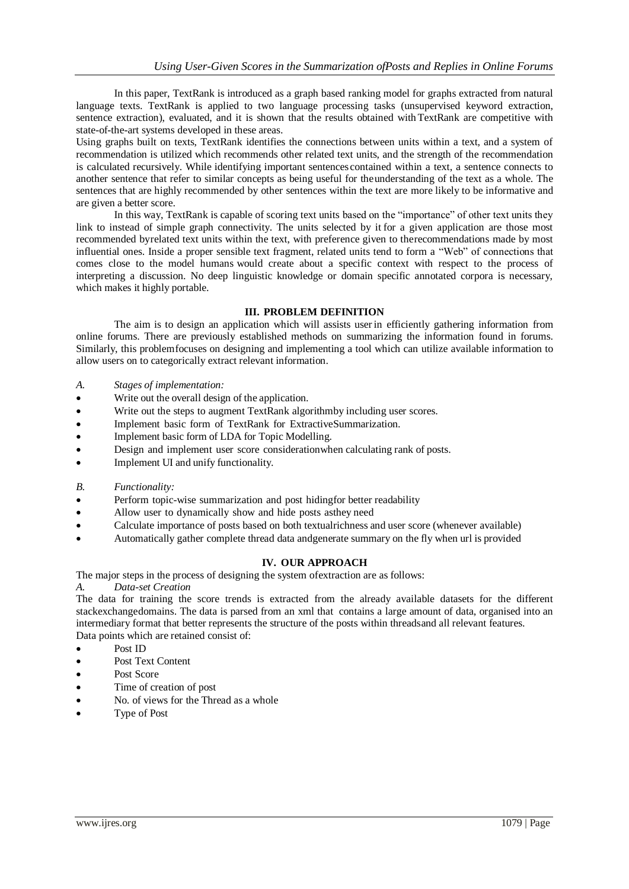In this paper, TextRank is introduced as a graph based ranking model for graphs extracted from natural language texts. TextRank is applied to two language processing tasks (unsupervised keyword extraction, sentence extraction), evaluated, and it is shown that the results obtained with TextRank are competitive with state-of-the-art systems developed in these areas.

Using graphs built on texts, TextRank identifies the connections between units within a text, and a system of recommendation is utilized which recommends other related text units, and the strength of the recommendation is calculated recursively. While identifying important sentences contained within a text, a sentence connects to another sentence that refer to similar concepts as being useful for the understanding of the text as a whole. The sentences that are highly recommended by other sentences within the text are more likely to be informative and are given a better score.

In this way, TextRank is capable of scoring text units based on the "importance" of other text units they link to instead of simple graph connectivity. The units selected by it for a given application are those most recommended by related text units within the text, with preference given to the recommendations made by most influential ones. Inside a proper sensible text fragment, related units tend to form a "Web" of connections that comes close to the model humans would create about a specific context with respect to the process of interpreting a discussion. No deep linguistic knowledge or domain specific annotated corpora is necessary, which makes it highly portable.

## III. PROBLEM DEFINITION

The aim is to design an application which will assists user in efficiently gathering information from online forums. There are previously established methods on summarizing the information found in forums. Similarly, this problem focuses on designing and implementing a tool which can utilize available information to allow users on to categorically extract relevant information.

*A. Stages of implementation:*

- Write out the overall design of the application.
- Write out the steps to augment TextRank algorithm by including user scores.
- Implement basic form of TextRank for Extractive Summarization.
- Implement basic form of LDA for Topic Modelling.
- Design and implement user score consideration when calculating rank of posts.
- Implement UI and unify functionality.

*B. Functionality:*

- Perform topic-wise summarization and post hiding for better readability
- Allow user to dynamically show and hide posts as they need
- Calculate importance of posts based on both textual richness and user score (whenever available)
- Automatically gather complete thread data and generate summary on the fly when url is provided

## IV. OUR APPROACH

The major steps in the process of designing the system of extraction are as follows:

*A. Data-set Creation*

The data for training the score trends is extracted from the already available datasets for the different stackexchange domains. The data is parsed from an xml that contains a large amount of data, organised into an intermediary format that better represents the structure of the posts within threads and all relevant features.

Data points which are retained consist of:

- Post ID
- Post Text Content
- Post Score
- Time of creation of post
- No. of views for the Thread as a whole
- Type of Post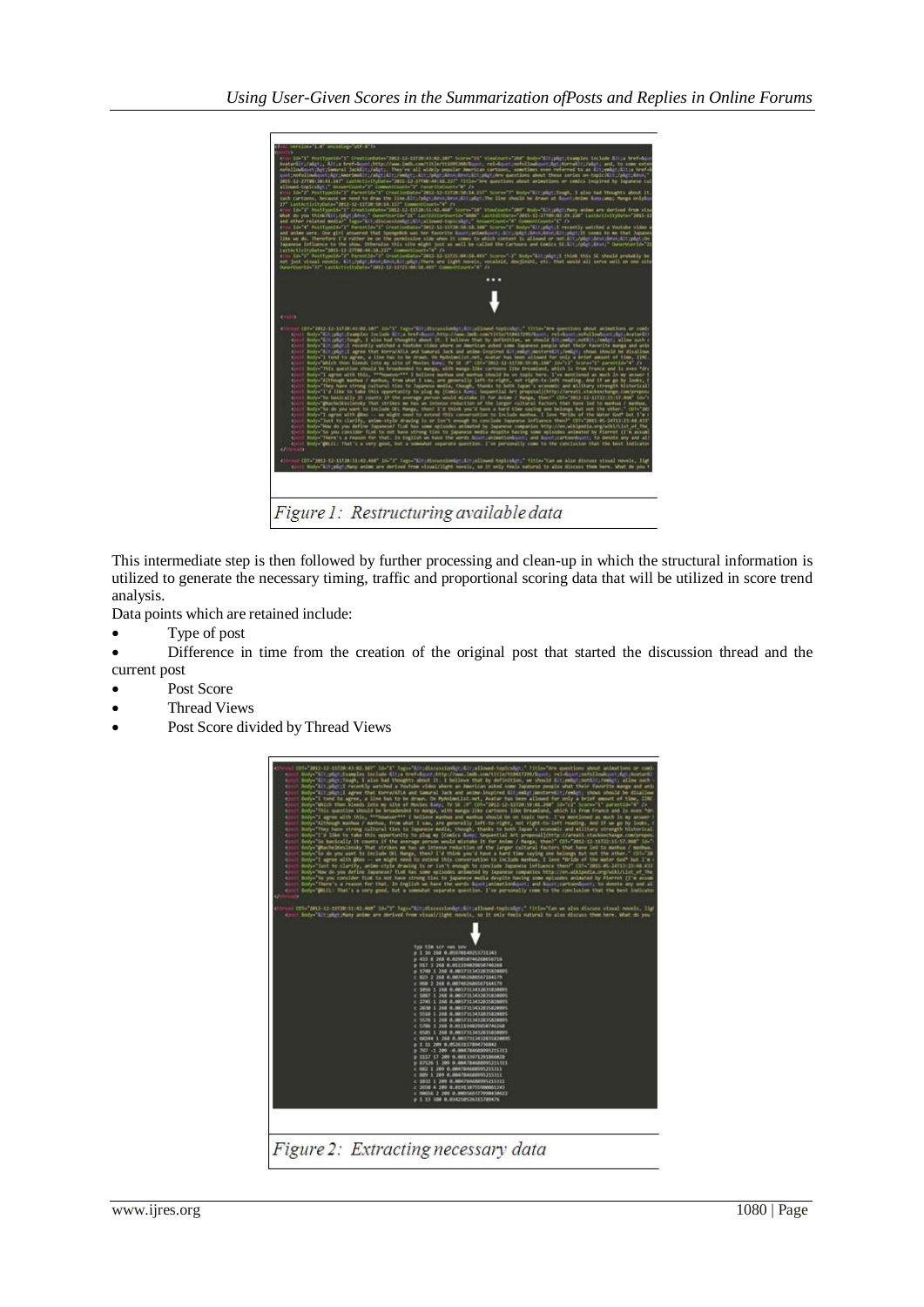Figure 1: Restructuring available data

This intermediate step is then followed by further processing and clean-up in which the structural information is utilized to generate the necessary timing, traffic and proportional scoring data that will be utilized in score trend analysis.

Data points which are retained include:

- Type of post
- Difference in time from the creation of the original post that started the discussion thread and the current post
- Post Score
- Thread Views
- Post Score divided by Thread Views

Figure 2: Extracting necessary data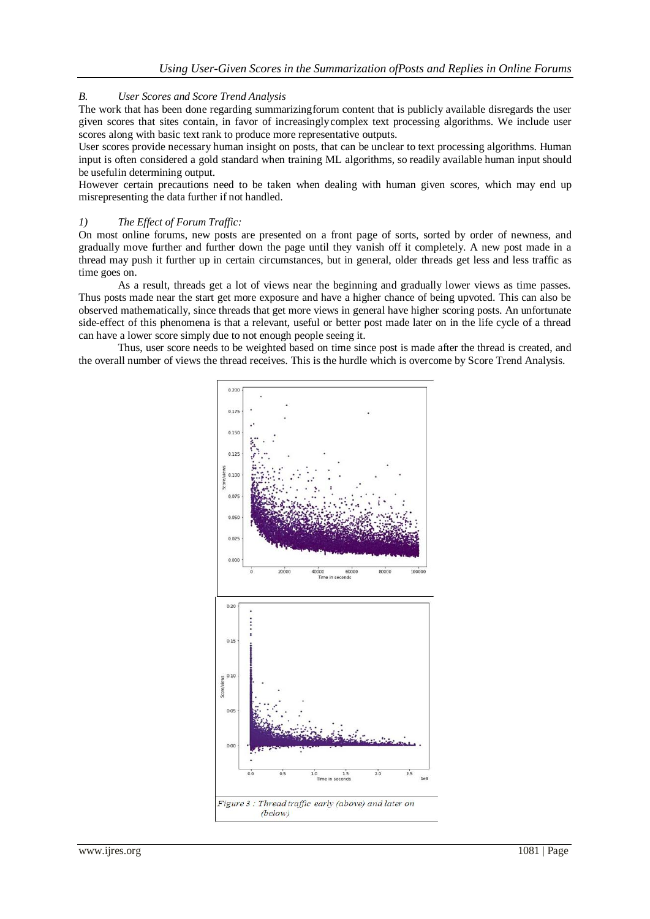### *B. User Scores and Score Trend Analysis*

The work that has been done regarding summarizingforum content that is publicly available disregards the user given scores that sites contain, in favor of increasinglycomplex text processing algorithms. We include user scores along with basic text rank to produce more representative outputs.

User scores provide necessary human insight on posts, that can be unclear to text processing algorithms. Human input is often considered a gold standard when training ML algorithms, so readily available human input should be usefulin determining output.

However certain precautions need to be taken when dealing with human given scores, which may end up misrepresenting the data further if not handled.

#### *1) The Effect of Forum Traffic:*

On most online forums, new posts are presented on a front page of sorts, sorted by order of newness, and gradually move further and further down the page until they vanish off it completely. A new post made in a thread may push it further up in certain circumstances, but in general, older threads get less and less traffic as time goes on.

As a result, threads get a lot of views near the beginning and gradually lower views as time passes. Thus posts made near the start get more exposure and have a higher chance of being upvoted. This can also be observed mathematically, since threads that get more views in general have higher scoring posts. An unfortunate side-effect of this phenomena is that a relevant, useful or better post made later on in the life cycle of a thread can have a lower score simply due to not enough people seeing it.

Thus, user score needs to be weighted based on time since post is made after the thread is created, and the overall number of views the thread receives. This is the hurdle which is overcome by Score Trend Analysis.

*Figure 3 : Thread traffic early (above) and later on (below)*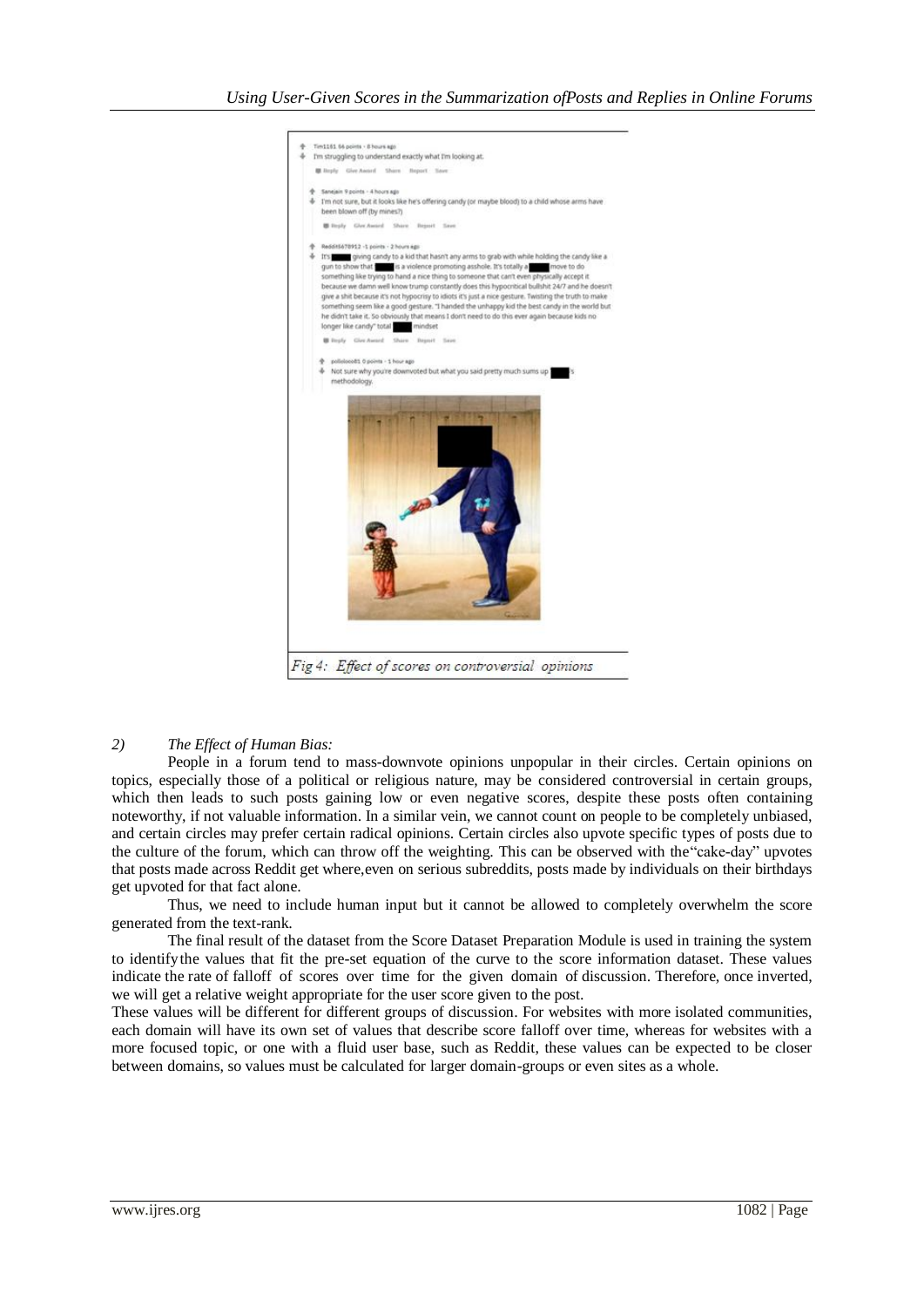Fig 4: Effect of scores on controversial opinions

*2) The Effect of Human Bias:*

People in a forum tend to mass-downvote opinions unpopular in their circles. Certain opinions on topics, especially those of a political or religious nature, may be considered controversial in certain groups, which then leads to such posts gaining low or even negative scores, despite these posts often containing noteworthy, if not valuable information. In a similar vein, we cannot count on people to be completely unbiased, and certain circles may prefer certain radical opinions. Certain circles also upvote specific types of posts due to the culture of the forum, which can throw off the weighting. This can be observed with the"cake-day" upvotes that posts made across Reddit get where,even on serious subreddits, posts made by individuals on their birthdays get upvoted for that fact alone.

Thus, we need to include human input but it cannot be allowed to completely overwhelm the score generated from the text-rank.

The final result of the dataset from the Score Dataset Preparation Module is used in training the system to identify the values that fit the pre-set equation of the curve to the score information dataset. These values indicate the rate of falloff of scores over time for the given domain of discussion. Therefore, once inverted, we will get a relative weight appropriate for the user score given to the post.

These values will be different for different groups of discussion. For websites with more isolated communities, each domain will have its own set of values that describe score falloff over time, whereas for websites with a more focused topic, or one with a fluid user base, such as Reddit, these values can be expected to be closer between domains, so values must be calculated for larger domain-groups or even sites as a whole.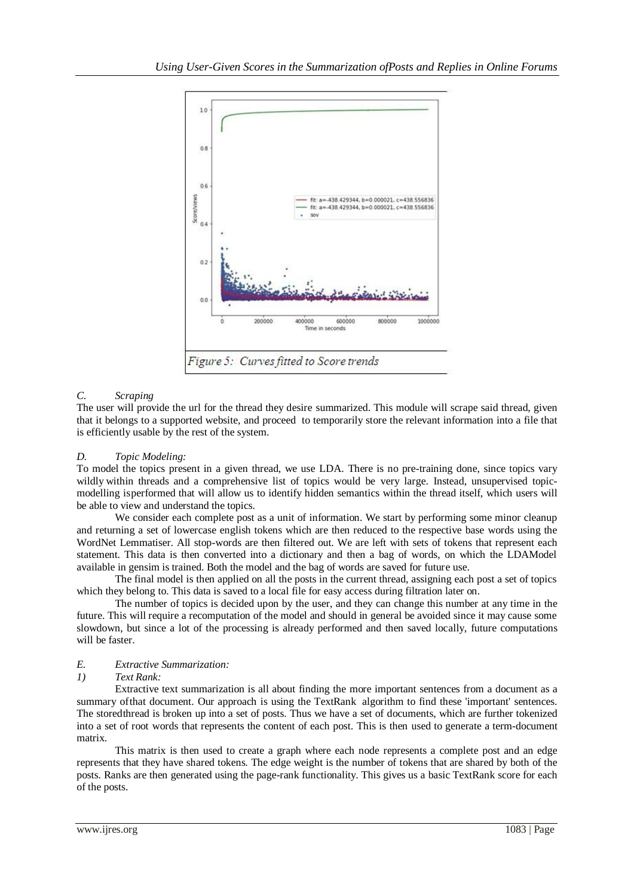Figure 5: Curves fitted to Score trends

### C. Scraping

The user will provide the url for the thread they desire summarized. This module will scrape said thread, given that it belongs to a supported website, and proceed to temporarily store the relevant information into a file that is efficiently usable by the rest of the system.

### D. Topic Modeling:

To model the topics present in a given thread, we use LDA. There is no pre-training done, since topics vary wildly within threads and a comprehensive list of topics would be very large. Instead, unsupervised topic-modelling isperformed that will allow us to identify hidden semantics within the thread itself, which users will be able to view and understand the topics.

We consider each complete post as a unit of information. We start by performing some minor cleanup and returning a set of lowercase english tokens which are then reduced to the respective base words using the WordNet Lemmatiser. All stop-words are then filtered out. We are left with sets of tokens that represent each statement. This data is then converted into a dictionary and then a bag of words, on which the LDAModel available in gensim is trained. Both the model and the bag of words are saved for future use.

The final model is then applied on all the posts in the current thread, assigning each post a set of topics which they belong to. This data is saved to a local file for easy access during filtration later on.

The number of topics is decided upon by the user, and they can change this number at any time in the future. This will require a recomputation of the model and should in general be avoided since it may cause some slowdown, but since a lot of the processing is already performed and then saved locally, future computations will be faster.

### E. Extractive Summarization:

#### 1) Text Rank:

Extractive text summarization is all about finding the more important sentences from a document as a summary ofthat document. Our approach is using the TextRank algorithm to find these 'important' sentences. The storedthread is broken up into a set of posts. Thus we have a set of documents, which are further tokenized into a set of root words that represents the content of each post. This is then used to generate a term-document matrix.

This matrix is then used to create a graph where each node represents a complete post and an edge represents that they have shared tokens. The edge weight is the number of tokens that are shared by both of the posts. Ranks are then generated using the page-rank functionality. This gives us a basic TextRank score for each of the posts.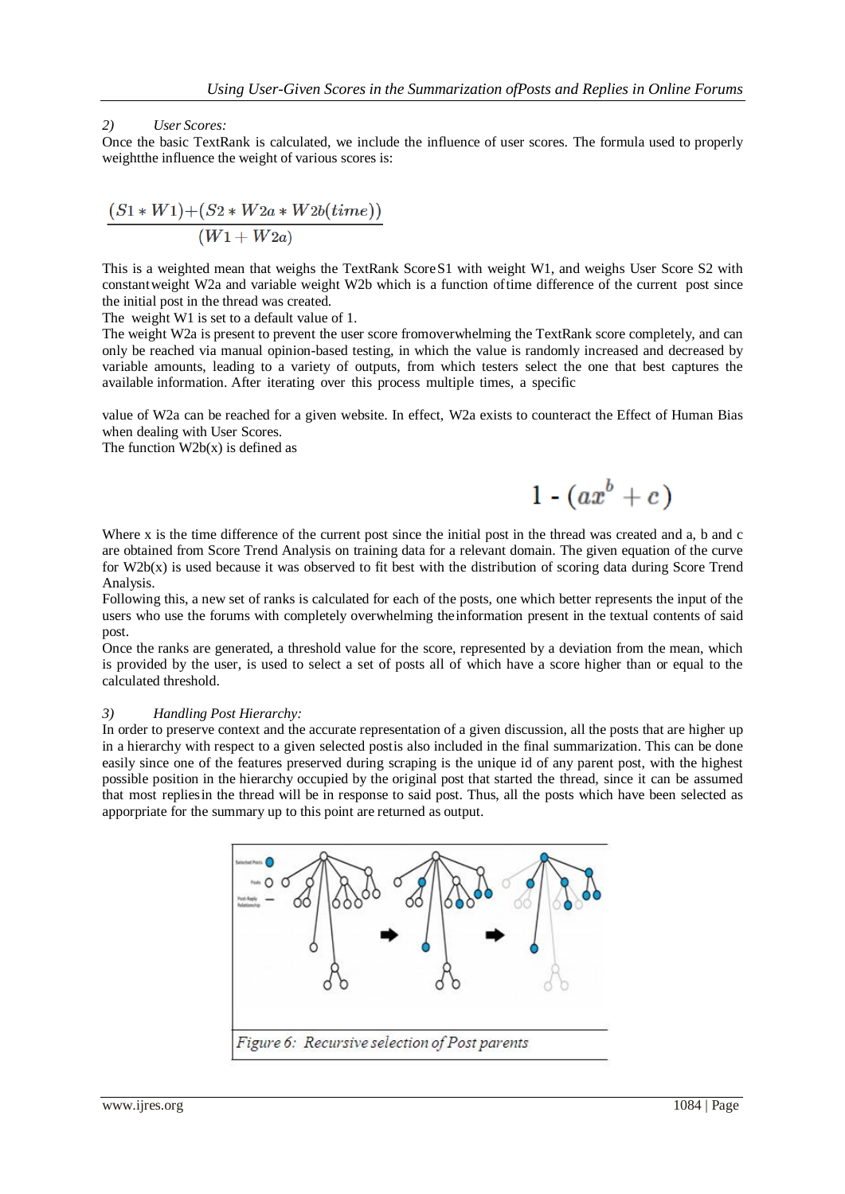*2) User Scores:*

Once the basic TextRank is calculated, we include the influence of user scores. The formula used to properly weightthe influence the weight of various scores is:

$$\frac{(S1 * W1)+(S2 * W2a * W2b(time))}{(W1 + W2a)}$$

This is a weighted mean that weighs the TextRank Score S1 with weight W1, and weighs User Score S2 with constantweight W2a and variable weight W2b which is a function oftime difference of the current post since the initial post in the thread was created.

The weight W1 is set to a default value of 1.

The weight W2a is present to prevent the user score fromoverwhelming the TextRank score completely, and can only be reached via manual opinion-based testing, in which the value is randomly increased and decreased by variable amounts, leading to a variety of outputs, from which testers select the one that best captures the available information. After iterating over this process multiple times, a specific

value of W2a can be reached for a given website. In effect, W2a exists to counteract the Effect of Human Bias when dealing with User Scores.

The function W2b(x) is defined as

$$1 - (ax^b + c)$$

Where x is the time difference of the current post since the initial post in the thread was created and a, b and c are obtained from Score Trend Analysis on training data for a relevant domain. The given equation of the curve for W2b(x) is used because it was observed to fit best with the distribution of scoring data during Score Trend Analysis.

Following this, a new set of ranks is calculated for each of the posts, one which better represents the input of the users who use the forums with completely overwhelming theinformation present in the textual contents of said post.

Once the ranks are generated, a threshold value for the score, represented by a deviation from the mean, which is provided by the user, is used to select a set of posts all of which have a score higher than or equal to the calculated threshold.

*3) Handling Post Hierarchy:*

In order to preserve context and the accurate representation of a given discussion, all the posts that are higher up in a hierarchy with respect to a given selected postis also included in the final summarization. This can be done easily since one of the features preserved during scraping is the unique id of any parent post, with the highest possible position in the hierarchy occupied by the original post that started the thread, since it can be assumed that most repliesin the thread will be in response to said post. Thus, all the posts which have been selected as apporpriate for the summary up to this point are returned as output.

*Figure 6: Recursive selection of Post parents*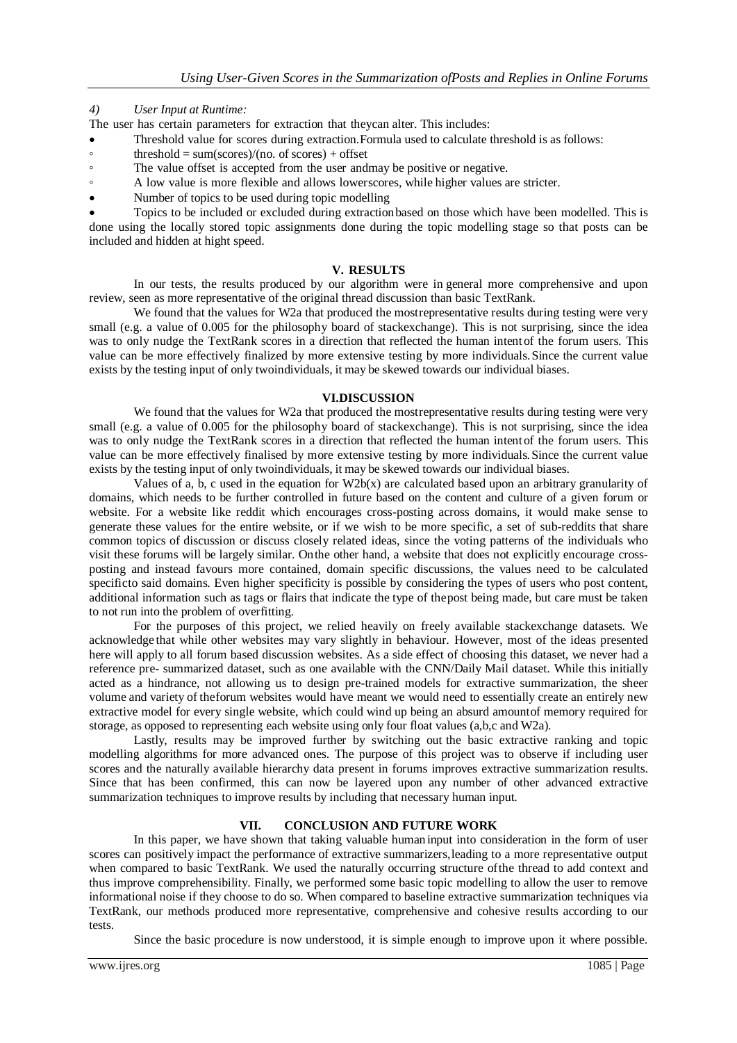#### 4) *User Input at Runtime:*

The user has certain parameters for extraction that theycan alter. This includes:

- Threshold value for scores during extraction.Formula used to calculate threshold is as follows:
  - threshold = sum(scores)/(no. of scores) + offset
  - The value offset is accepted from the user andmay be positive or negative.
  - A low value is more flexible and allows lowerscores, while higher values are stricter.
- Number of topics to be used during topic modelling
- Topics to be included or excluded during extractionbased on those which have been modelled. This is done using the locally stored topic assignments done during the topic modelling stage so that posts can be included and hidden at hight speed.

## V. RESULTS

In our tests, the results produced by our algorithm were in general more comprehensive and upon review, seen as more representative of the original thread discussion than basic TextRank.

We found that the values for W2a that produced the mostrepresentative results during testing were very small (e.g. a value of 0.005 for the philosophy board of stackexchange). This is not surprising, since the idea was to only nudge the TextRank scores in a direction that reflected the human intentof the forum users. This value can be more effectively finalized by more extensive testing by more individuals. Since the current value exists by the testing input of only twoindividuals, it may be skewed towards our individual biases.

## VI.DISCUSSION

We found that the values for W2a that produced the mostrepresentative results during testing were very small (e.g. a value of 0.005 for the philosophy board of stackexchange). This is not surprising, since the idea was to only nudge the TextRank scores in a direction that reflected the human intentof the forum users. This value can be more effectively finalised by more extensive testing by more individuals. Since the current value exists by the testing input of only twoindividuals, it may be skewed towards our individual biases.

Values of a, b, c used in the equation for W2b(x) are calculated based upon an arbitrary granularity of domains, which needs to be further controlled in future based on the content and culture of a given forum or website. For a website like reddit which encourages cross-posting across domains, it would make sense to generate these values for the entire website, or if we wish to be more specific, a set of sub-reddits that share common topics of discussion or discuss closely related ideas, since the voting patterns of the individuals who visit these forums will be largely similar. Onthe other hand, a website that does not explicitly encourage cross-posting and instead favours more contained, domain specific discussions, the values need to be calculated specificto said domains. Even higher specificity is possible by considering the types of users who post content, additional information such as tags or flairs that indicate the type of thepost being made, but care must be taken to not run into the problem of overfitting.

For the purposes of this project, we relied heavily on freely available stackexchange datasets. We acknowledge that while other websites may vary slightly in behaviour. However, most of the ideas presented here will apply to all forum based discussion websites. As a side effect of choosing this dataset, we never had a reference pre- summarized dataset, such as one available with the CNN/Daily Mail dataset. While this initially acted as a hindrance, not allowing us to design pre-trained models for extractive summarization, the sheer volume and variety of theforum websites would have meant we would need to essentially create an entirely new extractive model for every single website, which could wind up being an absurd amountof memory required for storage, as opposed to representing each website using only four float values (a,b,c and W2a).

Lastly, results may be improved further by switching out the basic extractive ranking and topic modelling algorithms for more advanced ones. The purpose of this project was to observe if including user scores and the naturally available hierarchy data present in forums improves extractive summarization results. Since that has been confirmed, this can now be layered upon any number of other advanced extractive summarization techniques to improve results by including that necessary human input.

## VII. CONCLUSION AND FUTURE WORK

In this paper, we have shown that taking valuable human input into consideration in the form of user scores can positively impact the performance of extractive summarizers,leading to a more representative output when compared to basic TextRank. We used the naturally occurring structure ofthe thread to add context and thus improve comprehensibility. Finally, we performed some basic topic modelling to allow the user to remove informational noise if they choose to do so. When compared to baseline extractive summarization techniques via TextRank, our methods produced more representative, comprehensive and cohesive results according to our tests.

Since the basic procedure is now understood, it is simple enough to improve upon it where possible.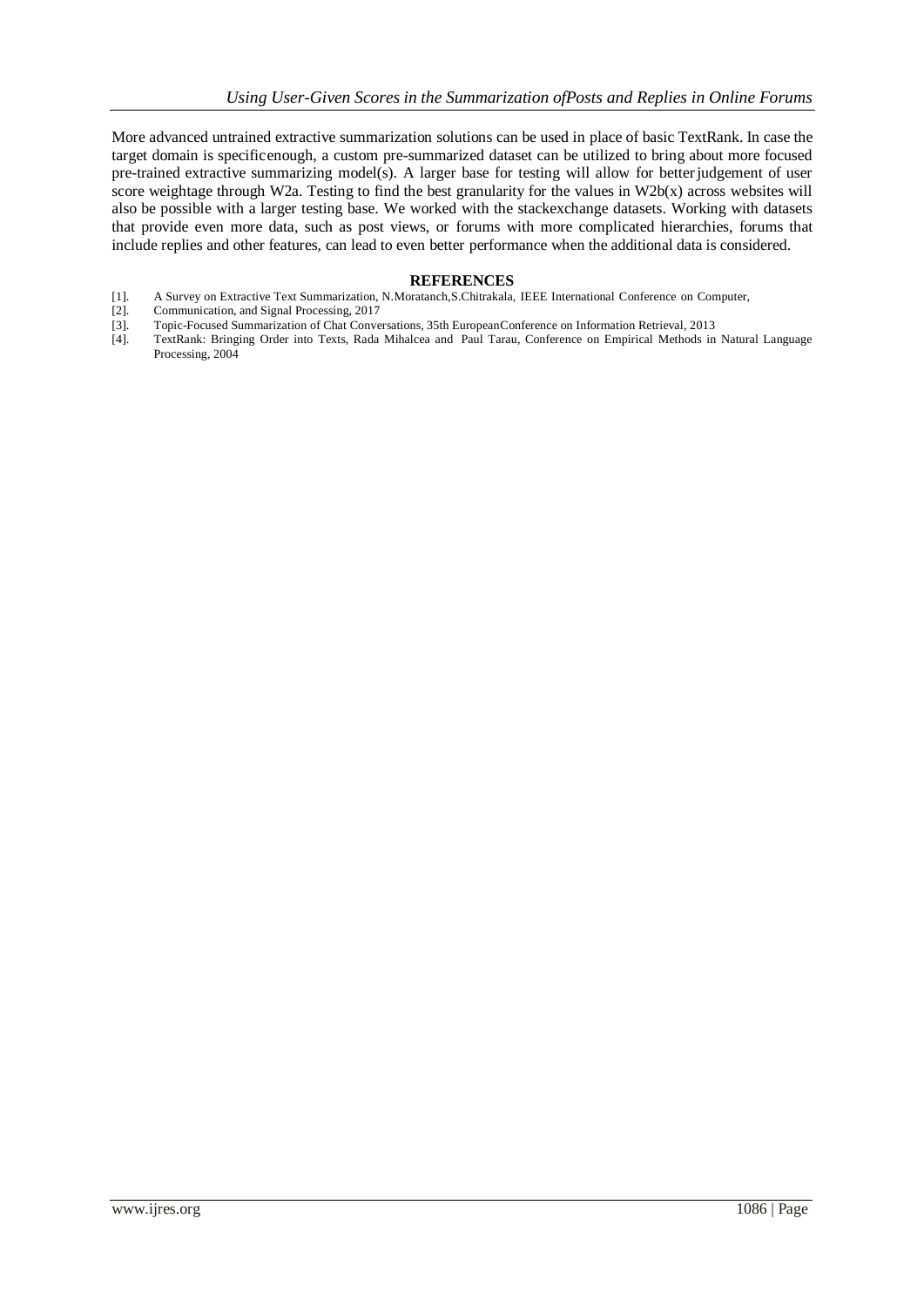More advanced untrained extractive summarization solutions can be used in place of basic TextRank. In case the target domain is specificenough, a custom pre-summarized dataset can be utilized to bring about more focused pre-trained extractive summarizing model(s). A larger base for testing will allow for betterjudgement of user score weightage through W2a. Testing to find the best granularity for the values in W2b(x) across websites will also be possible with a larger testing base. We worked with the stackexchange datasets. Working with datasets that provide even more data, such as post views, or forums with more complicated hierarchies, forums that include replies and other features, can lead to even better performance when the additional data is considered.

## REFERENCES

[1]. A Survey on Extractive Text Summarization, N.Moratanch,S.Chitrakala, IEEE International Conference on Computer,

[2]. Communication, and Signal Processing, 2017

[3]. Topic-Focused Summarization of Chat Conversations, 35th EuropeanConference on Information Retrieval, 2013

[4]. TextRank: Bringing Order into Texts, Rada Mihalcea and Paul Tarau, Conference on Empirical Methods in Natural Language Processing, 2004